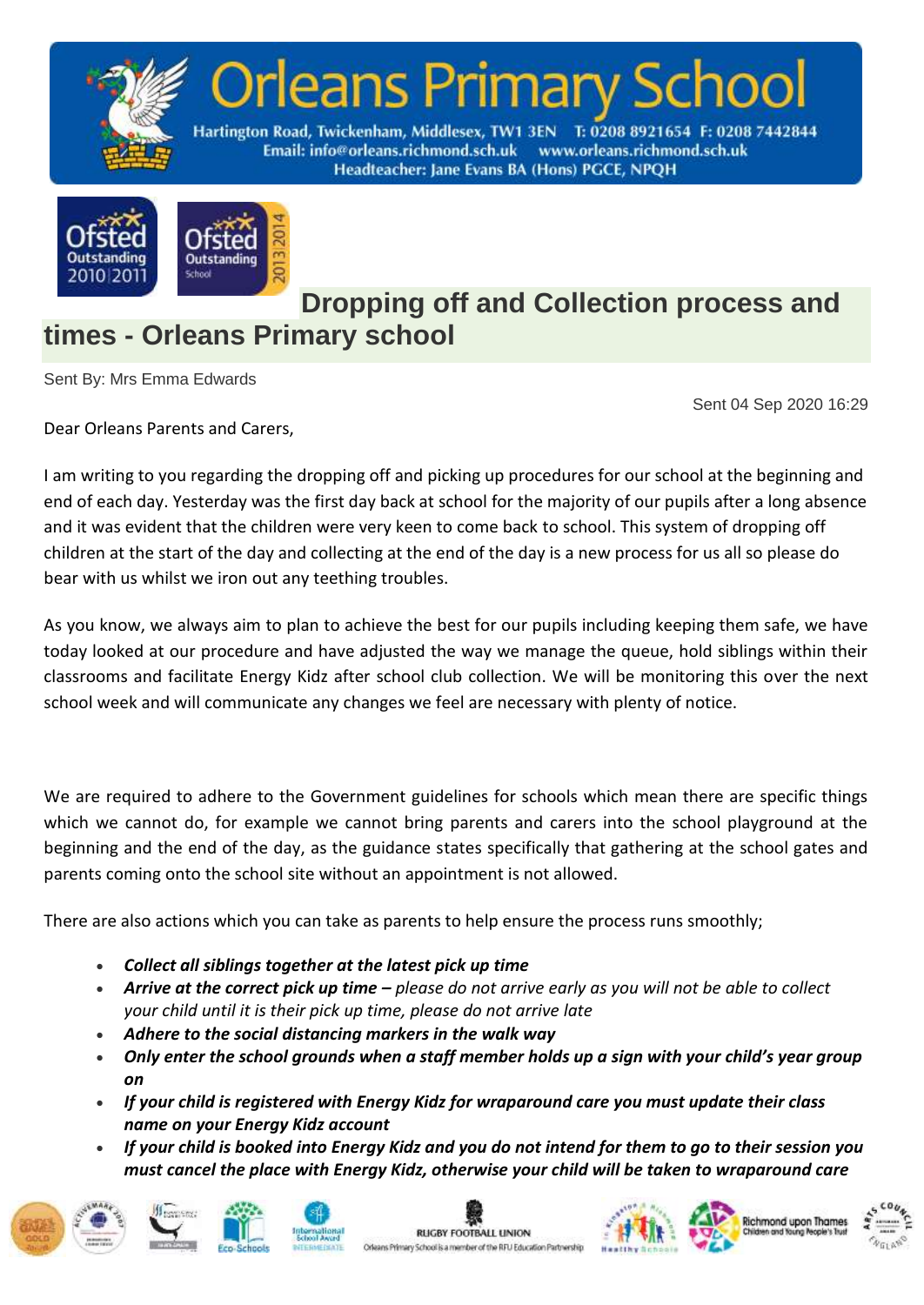# Orleans Primary School

Hartington Road, Twickenham, Middlesex, TW1 3EN T: 0208 8921654 F: 0208 7442844
Email: info@orleans.richmond.sch.uk www.orleans.richmond.sch.uk
Headteacher: Jane Evans BA (Hons) PGCE, NPQH

## Dropping off and Collection process and times - Orleans Primary school

Sent By: Mrs Emma Edwards

Sent 04 Sep 2020 16:29

Dear Orleans Parents and Carers,

I am writing to you regarding the dropping off and picking up procedures for our school at the beginning and end of each day. Yesterday was the first day back at school for the majority of our pupils after a long absence and it was evident that the children were very keen to come back to school. This system of dropping off children at the start of the day and collecting at the end of the day is a new process for us all so please do bear with us whilst we iron out any teething troubles.

As you know, we always aim to plan to achieve the best for our pupils including keeping them safe, we have today looked at our procedure and have adjusted the way we manage the queue, hold siblings within their classrooms and facilitate Energy Kidz after school club collection. We will be monitoring this over the next school week and will communicate any changes we feel are necessary with plenty of notice.

We are required to adhere to the Government guidelines for schools which mean there are specific things which we cannot do, for example we cannot bring parents and carers into the school playground at the beginning and the end of the day, as the guidance states specifically that gathering at the school gates and parents coming onto the school site without an appointment is not allowed.

There are also actions which you can take as parents to help ensure the process runs smoothly;

- ***Collect all siblings together at the latest pick up time***
- ***Arrive at the correct pick up time –*** *please do not arrive early as you will not be able to collect your child until it is their pick up time, please do not arrive late*
- ***Adhere to the social distancing markers in the walk way***
- ***Only enter the school grounds when a staff member holds up a sign with your child's year group on***
- ***If your child is registered with Energy Kidz for wraparound care you must update their class name on your Energy Kidz account***
- ***If your child is booked into Energy Kidz and you do not intend for them to go to their session you must cancel the place with Energy Kidz, otherwise your child will be taken to wraparound care***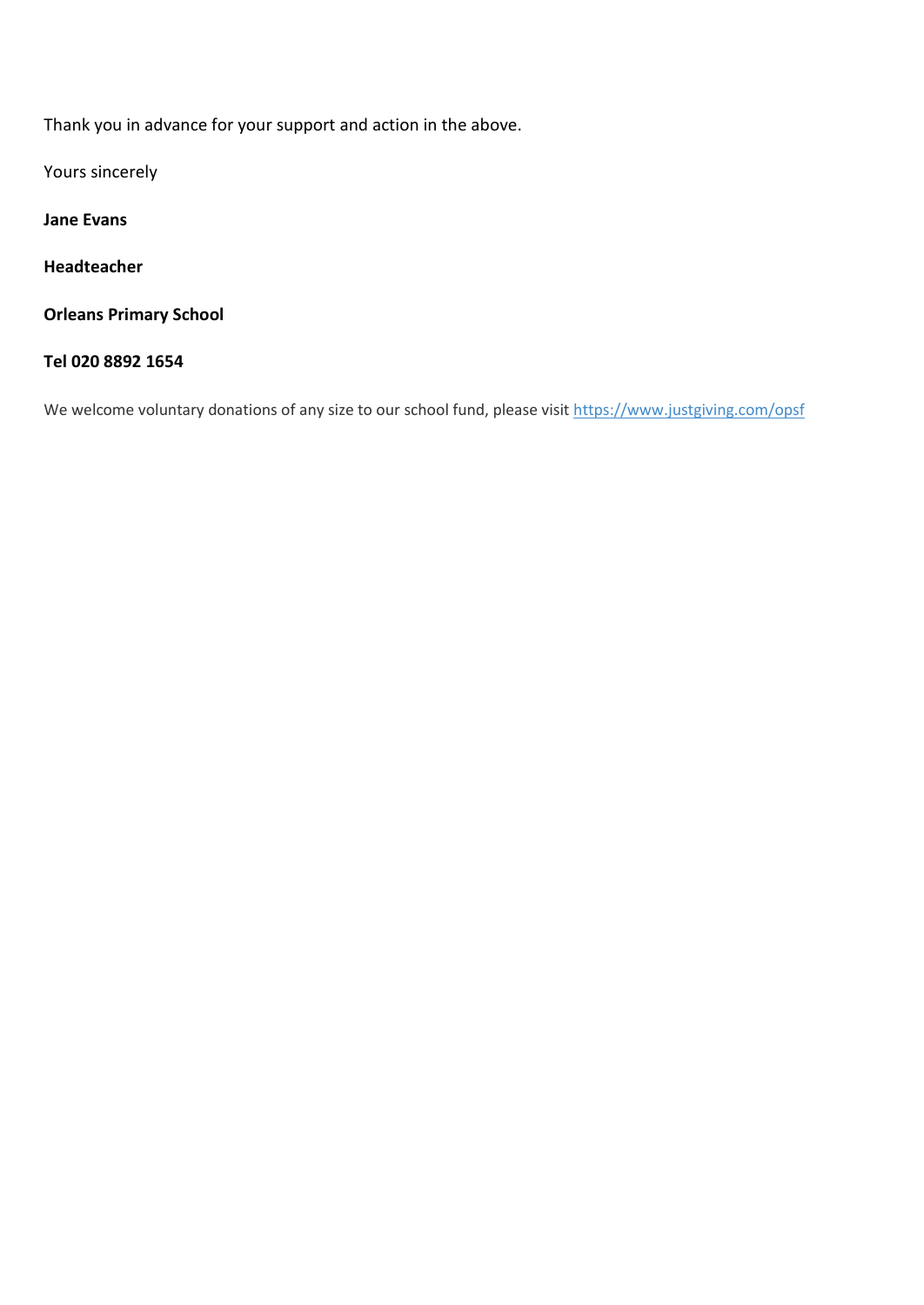Thank you in advance for your support and action in the above.

Yours sincerely

**Jane Evans**

**Headteacher**

**Orleans Primary School**

**Tel 020 8892 1654**

We welcome voluntary donations of any size to our school fund, please visit https://www.justgiving.com/opsf